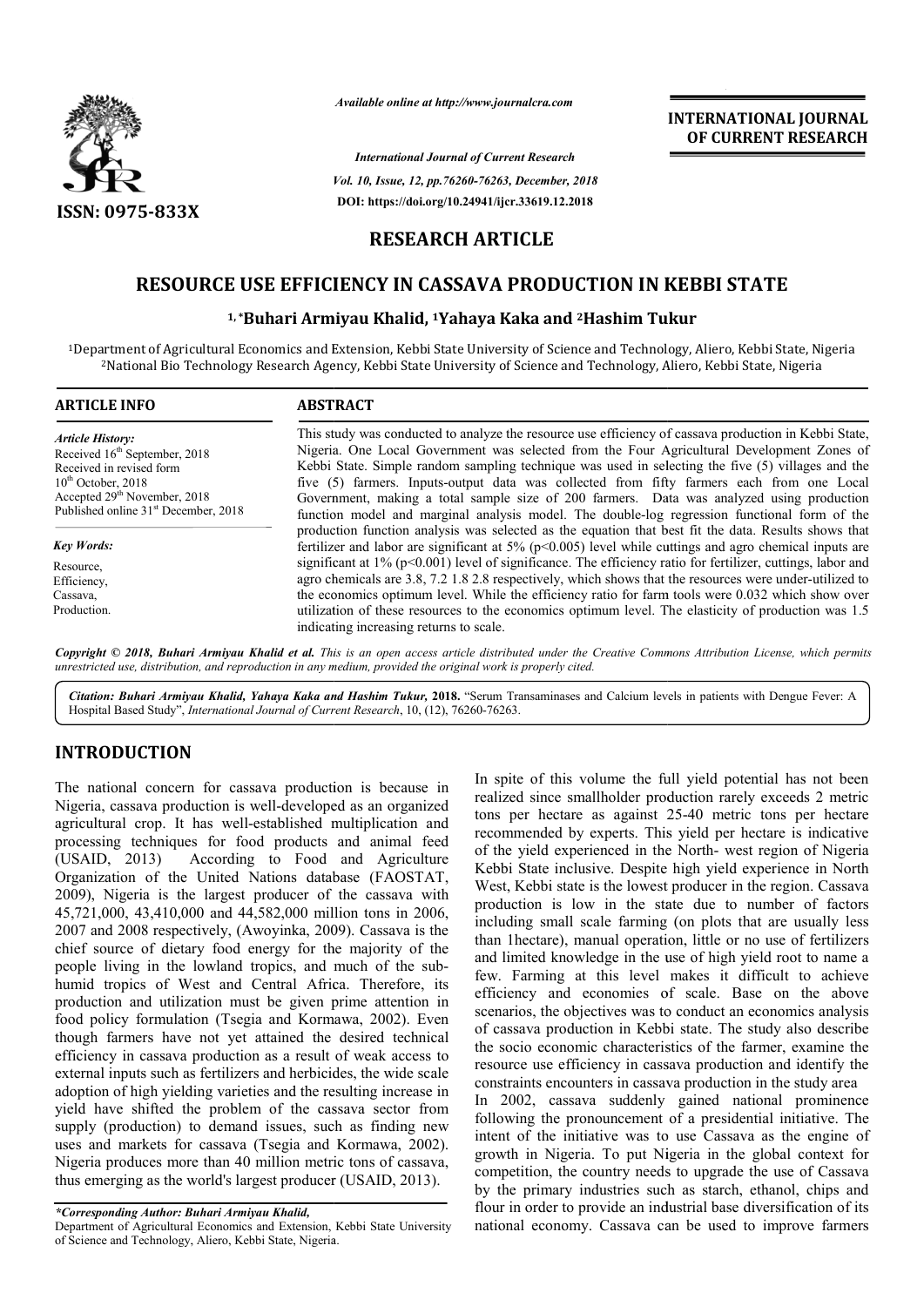*Available online at http://www.journalcra.com*

*International Journal of Current Research*
*Vol. 10, Issue, 12, pp.76260-76263, December, 2018*
**DOI: https://doi.org/10.24941/ijcr.33619.12.2018**

ISSN: 0975-833X

**INTERNATIONAL JOURNAL OF CURRENT RESEARCH**

## RESEARCH ARTICLE

# RESOURCE USE EFFICIENCY IN CASSAVA PRODUCTION IN KEBBI STATE

**[1,]*Buhari Armiyau Khalid, [1]Yahaya Kaka and [2]Hashim Tukur**

[1]Department of Agricultural Economics and Extension, Kebbi State University of Science and Technology, Aliero, Kebbi State, Nigeria
[2]National Bio Technology Research Agency, Kebbi State University of Science and Technology, Aliero, Kebbi State, Nigeria

### ARTICLE INFO

*Article History:*
Received 16th September, 2018
Received in revised form 10th October, 2018
Accepted 29th November, 2018
Published online 31st December, 2018

*Key Words:*
Resource,
Efficiency,
Cassava,
Production.

### ABSTRACT

This study was conducted to analyze the resource use efficiency of cassava production in Kebbi State, Nigeria. One Local Government was selected from the Four Agricultural Development Zones of Kebbi State. Simple random sampling technique was used in selecting the five (5) villages and the five (5) farmers. Inputs-output data was collected from fifty farmers each from one Local Government, making a total sample size of 200 farmers. Data was analyzed using production function model and marginal analysis model. The double-log regression functional form of the production function analysis was selected as the equation that best fit the data. Results shows that fertilizer and labor are significant at 5% ($p<0.005$) level while cuttings and agro chemical inputs are significant at 1% ($p<0.001$) level of significance. The efficiency ratio for fertilizer, cuttings, labor and agro chemicals are 3.8, 7.2 1.8 2.8 respectively, which shows that the resources were under-utilized to the economics optimum level. While the efficiency ratio for farm tools were 0.032 which show over utilization of these resources to the economics optimum level. The elasticity of production was 1.5 indicating increasing returns to scale.

*Copyright © 2018, Buhari Armiyau Khalid et al. This is an open access article distributed under the Creative Commons Attribution License, which permits unrestricted use, distribution, and reproduction in any medium, provided the original work is properly cited.*

*Citation: Buhari Armiyau Khalid, Yahaya Kaka and Hashim Tukur,* **2018.** "Serum Transaminases and Calcium levels in patients with Dengue Fever: A Hospital Based Study", *International Journal of Current Research*, 10, (12), 76260-76263.

## INTRODUCTION

The national concern for cassava production is because in Nigeria, cassava production is well-developed as an organized agricultural crop. It has well-established multiplication and processing techniques for food products and animal feed (USAID, 2013) According to Food and Agriculture Organization of the United Nations database (FAOSTAT, 2009), Nigeria is the largest producer of the cassava with 45,721,000, 43,410,000 and 44,582,000 million tons in 2006, 2007 and 2008 respectively, (Awoyinka, 2009). Cassava is the chief source of dietary food energy for the majority of the people living in the lowland tropics, and much of the sub-humid tropics of West and Central Africa. Therefore, its production and utilization must be given prime attention in food policy formulation (Tsegia and Kormawa, 2002). Even though farmers have not yet attained the desired technical efficiency in cassava production as a result of weak access to external inputs such as fertilizers and herbicides, the wide scale adoption of high yielding varieties and the resulting increase in yield have shifted the problem of the cassava sector from supply (production) to demand issues, such as finding new uses and markets for cassava (Tsegia and Kormawa, 2002). Nigeria produces more than 40 million metric tons of cassava, thus emerging as the world's largest producer (USAID, 2013).

In spite of this volume the full yield potential has not been realized since smallholder production rarely exceeds 2 metric tons per hectare as against 25-40 metric tons per hectare recommended by experts. This yield per hectare is indicative of the yield experienced in the North- west region of Nigeria Kebbi State inclusive. Despite high yield experience in North West, Kebbi state is the lowest producer in the region. Cassava production is low in the state due to number of factors including small scale farming (on plots that are usually less than 1hectare), manual operation, little or no use of fertilizers and limited knowledge in the use of high yield root to name a few. Farming at this level makes it difficult to achieve efficiency and economies of scale. Base on the above scenarios, the objectives was to conduct an economics analysis of cassava production in Kebbi state. The study also describe the socio economic characteristics of the farmer, examine the resource use efficiency in cassava production and identify the constraints encounters in cassava production in the study area

In 2002, cassava suddenly gained national prominence following the pronouncement of a presidential initiative. The intent of the initiative was to use Cassava as the engine of growth in Nigeria. To put Nigeria in the global context for competition, the country needs to upgrade the use of Cassava by the primary industries such as starch, ethanol, chips and flour in order to provide an industrial base diversification of its national economy. Cassava can be used to improve farmers

*\*Corresponding Author: Buhari Armiyau Khalid,*
Department of Agricultural Economics and Extension, Kebbi State University of Science and Technology, Aliero, Kebbi State, Nigeria.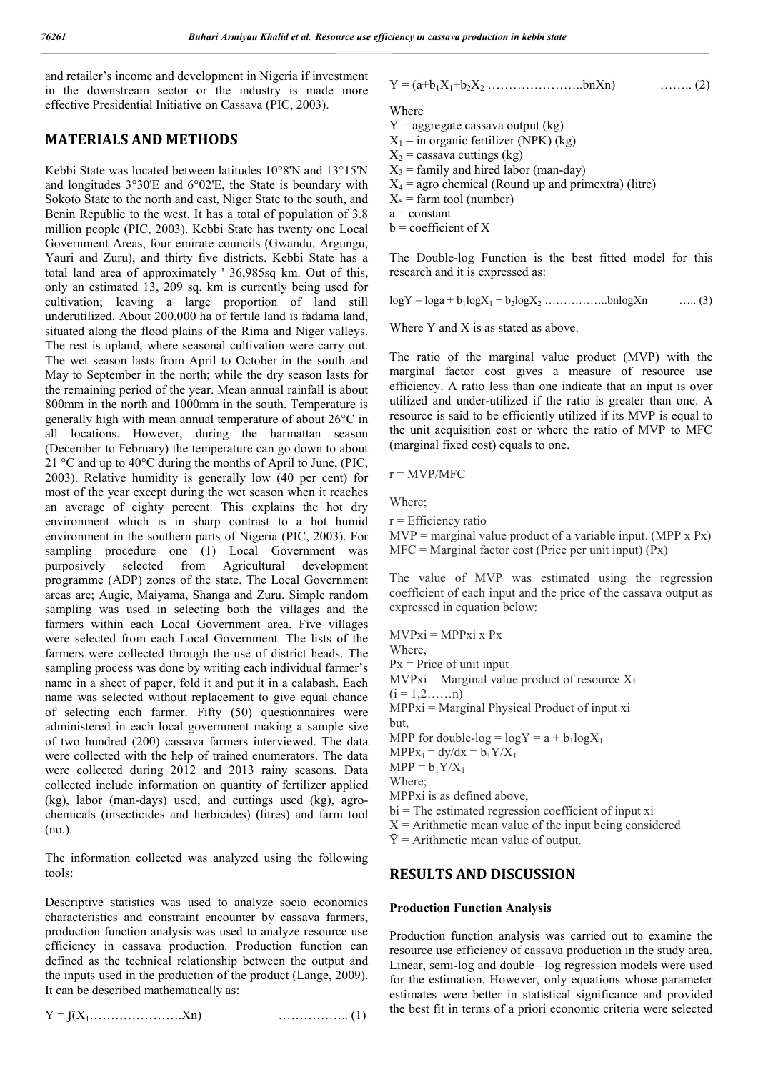and retailer's income and development in Nigeria if investment in the downstream sector or the industry is made more effective Presidential Initiative on Cassava (PIC, 2003).

## MATERIALS AND METHODS

Kebbi State was located between latitudes 10°8'N and 13°15'N and longitudes 3°30'E and 6°02'E, the State is boundary with Sokoto State to the north and east, Niger State to the south, and Benin Republic to the west. It has a total of population of 3.8 million people (PIC, 2003). Kebbi State has twenty one Local Government Areas, four emirate councils (Gwandu, Argungu, Yauri and Zuru), and thirty five districts. Kebbi State has a total land area of approximately ' 36,985sq km. Out of this, only an estimated 13, 209 sq. km is currently being used for cultivation; leaving a large proportion of land still underutilized. About 200,000 ha of fertile land is fadama land, situated along the flood plains of the Rima and Niger valleys. The rest is upland, where seasonal cultivation were carry out. The wet season lasts from April to October in the south and May to September in the north; while the dry season lasts for the remaining period of the year. Mean annual rainfall is about 800mm in the north and 1000mm in the south. Temperature is generally high with mean annual temperature of about 26°C in all locations. However, during the harmattan season (December to February) the temperature can go down to about 21 °C and up to 40°C during the months of April to June, (PIC, 2003). Relative humidity is generally low (40 per cent) for most of the year except during the wet season when it reaches an average of eighty percent. This explains the hot dry environment which is in sharp contrast to a hot humid environment in the southern parts of Nigeria (PIC, 2003). For sampling procedure one (1) Local Government was purposively selected from Agricultural development programme (ADP) zones of the state. The Local Government areas are; Augie, Maiyama, Shanga and Zuru. Simple random sampling was used in selecting both the villages and the farmers within each Local Government area. Five villages were selected from each Local Government. The lists of the farmers were collected through the use of district heads. The sampling process was done by writing each individual farmer's name in a sheet of paper, fold it and put it in a calabash. Each name was selected without replacement to give equal chance of selecting each farmer. Fifty (50) questionnaires were administered in each local government making a sample size of two hundred (200) cassava farmers interviewed. The data were collected with the help of trained enumerators. The data were collected during 2012 and 2013 rainy seasons. Data collected include information on quantity of fertilizer applied (kg), labor (man-days) used, and cuttings used (kg), agro-chemicals (insecticides and herbicides) (litres) and farm tool (no.).

The information collected was analyzed using the following tools:

Descriptive statistics was used to analyze socio economics characteristics and constraint encounter by cassava farmers, production function analysis was used to analyze resource use efficiency in cassava production. Production function can defined as the technical relationship between the output and the inputs used in the production of the product (Lange, 2009). It can be described mathematically as:

$$Y = \int(X_1 \ldots\ldots\ldots\ldots\ldots\ldots\ldots Xn) \qquad \ldots\ldots\ldots\ldots\ldots (1)$$

$$Y = (a+b_1X_1+b_2X_2 \ldots\ldots\ldots\ldots\ldots\ldots\ldots bnXn) \qquad \ldots\ldots (2)$$

Where

$Y$ = aggregate cassava output (kg)
$X_1$ = in organic fertilizer (NPK) (kg)
$X_2$ = cassava cuttings (kg)
$X_3$ = family and hired labor (man-day)
$X_4$ = agro chemical (Round up and primextra) (litre)
$X_5$ = farm tool (number)
$a$ = constant
$b$ = coefficient of X

The Double-log Function is the best fitted model for this research and it is expressed as:

$$\log Y = \log a + b_1\log X_1 + b_2\log X_2 \ldots\ldots\ldots\ldots\ldots bn\log Xn \qquad \ldots.. (3)$$

Where Y and X is as stated as above.

The ratio of the marginal value product (MVP) with the marginal factor cost gives a measure of resource use efficiency. A ratio less than one indicate that an input is over utilized and under-utilized if the ratio is greater than one. A resource is said to be efficiently utilized if its MVP is equal to the unit acquisition cost or where the ratio of MVP to MFC (marginal fixed cost) equals to one.

$r = MVP/MFC$

Where;

$r$ = Efficiency ratio
MVP = marginal value product of a variable input. (MPP x Px)
MFC = Marginal factor cost (Price per unit input) (Px)

The value of MVP was estimated using the regression coefficient of each input and the price of the cassava output as expressed in equation below:

$MVPxi = MPPxi \times Px$
Where,
$Px$ = Price of unit input
$MVPxi$ = Marginal value product of resource Xi
$(i = 1,2 \ldots\ldots n)$
$MPPxi$ = Marginal Physical Product of input xi
but,
MPP for double-log = $\log Y = a + b_1\log X_1$
$MPPx_1 = dy/dx = b_1Y/X_1$
$MPP = b_1Y/X_1$
Where;
MPPxi is as defined above,
$bi$ = The estimated regression coefficient of input xi
$X$ = Arithmetic mean value of the input being considered
$\bar{Y}$ = Arithmetic mean value of output.

## RESULTS AND DISCUSSION

### Production Function Analysis

Production function analysis was carried out to examine the resource use efficiency of cassava production in the study area. Linear, semi-log and double –log regression models were used for the estimation. However, only equations whose parameter estimates were better in statistical significance and provided the best fit in terms of a priori economic criteria were selected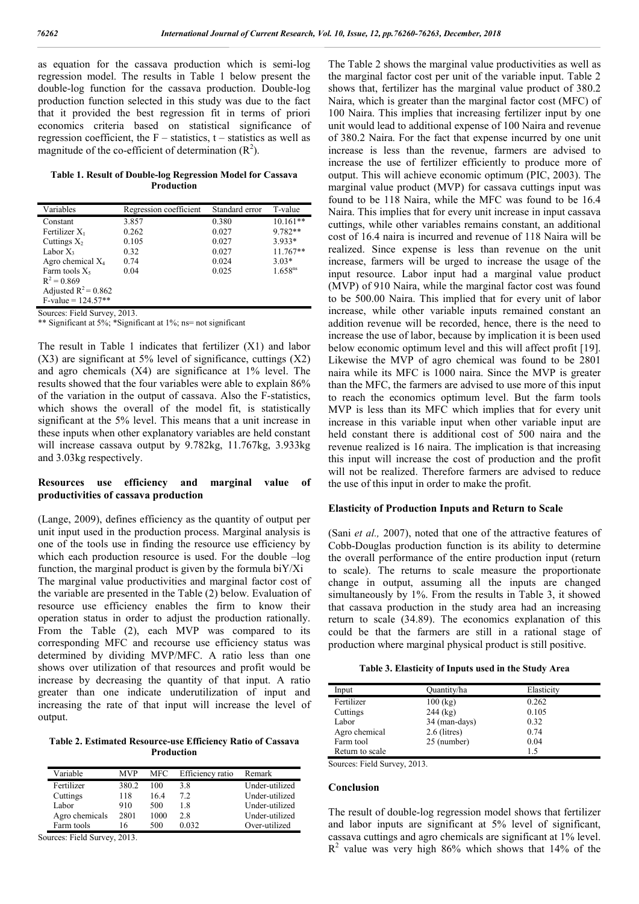as equation for the cassava production which is semi-log regression model. The results in Table 1 below present the double-log function for the cassava production. Double-log production function selected in this study was due to the fact that it provided the best regression fit in terms of priori economics criteria based on statistical significance of regression coefficient, the F – statistics, t – statistics as well as magnitude of the co-efficient of determination ($R^2$).

**Table 1. Result of Double-log Regression Model for Cassava Production**

| Variables | Regression coefficient | Standard error | T-value |
|---|---|---|---|
| Constant | 3.857 | 0.380 | 10.161** |
| Fertilizer $X_1$ | 0.262 | 0.027 | 9.782** |
| Cuttings $X_2$ | 0.105 | 0.027 | 3.933* |
| Labor $X_3$ | 0.32 | 0.027 | 11.767** |
| Agro chemical $X_4$ | 0.74 | 0.024 | 3.03* |
| Farm tools $X_5$ | 0.04 | 0.025 | 1.658$^{ns}$ |
| $R^2 = 0.869$ | | | |
| Adjusted $R^2 = 0.862$ | | | |
| F-value = 124.57** | | | |

Sources: Field Survey, 2013.
** Significant at 5%; *Significant at 1%; ns= not significant

The result in Table 1 indicates that fertilizer (X1) and labor (X3) are significant at 5% level of significance, cuttings (X2) and agro chemicals (X4) are significance at 1% level. The results showed that the four variables were able to explain 86% of the variation in the output of cassava. Also the F-statistics, which shows the overall of the model fit, is statistically significant at the 5% level. This means that a unit increase in these inputs when other explanatory variables are held constant will increase cassava output by 9.782kg, 11.767kg, 3.933kg and 3.03kg respectively.

## Resources use efficiency and marginal value of productivities of cassava production

(Lange, 2009), defines efficiency as the quantity of output per unit input used in the production process. Marginal analysis is one of the tools use in finding the resource use efficiency by which each production resource is used. For the double –log function, the marginal product is given by the formula biY/Xi

The marginal value productivities and marginal factor cost of the variable are presented in the Table (2) below. Evaluation of resource use efficiency enables the firm to know their operation status in order to adjust the production rationally. From the Table (2), each MVP was compared to its corresponding MFC and recourse use efficiency status was determined by dividing MVP/MFC. A ratio less than one shows over utilization of that resources and profit would be increase by decreasing the quantity of that input. A ratio greater than one indicate underutilization of input and increasing the rate of that input will increase the level of output.

**Table 2. Estimated Resource-use Efficiency Ratio of Cassava Production**

| Variable | MVP | MFC | Efficiency ratio | Remark |
|---|---|---|---|---|
| Fertilizer | 380.2 | 100 | 3.8 | Under-utilized |
| Cuttings | 118 | 16.4 | 7.2 | Under-utilized |
| Labor | 910 | 500 | 1.8 | Under-utilized |
| Agro chemicals | 2801 | 1000 | 2.8 | Under-utilized |
| Farm tools | 16 | 500 | 0.032 | Over-utilized |

Sources: Field Survey, 2013.

The Table 2 shows the marginal value productivities as well as the marginal factor cost per unit of the variable input. Table 2 shows that, fertilizer has the marginal value product of 380.2 Naira, which is greater than the marginal factor cost (MFC) of 100 Naira. This implies that increasing fertilizer input by one unit would lead to additional expense of 100 Naira and revenue of 380.2 Naira. For the fact that expense incurred by one unit increase is less than the revenue, farmers are advised to increase the use of fertilizer efficiently to produce more of output. This will achieve economic optimum (PIC, 2003). The marginal value product (MVP) for cassava cuttings input was found to be 118 Naira, while the MFC was found to be 16.4 Naira. This implies that for every unit increase in input cassava cuttings, while other variables remains constant, an additional cost of 16.4 naira is incurred and revenue of 118 Naira will be realized. Since expense is less than revenue on the unit increase, farmers will be urged to increase the usage of the input resource. Labor input had a marginal value product (MVP) of 910 Naira, while the marginal factor cost was found to be 500.00 Naira. This implied that for every unit of labor increase, while other variable inputs remained constant an addition revenue will be recorded, hence, there is the need to increase the use of labor, because by implication it is been used below economic optimum level and this will affect profit [19]. Likewise the MVP of agro chemical was found to be 2801 naira while its MFC is 1000 naira. Since the MVP is greater than the MFC, the farmers are advised to use more of this input to reach the economics optimum level. But the farm tools MVP is less than its MFC which implies that for every unit increase in this variable input when other variable input are held constant there is additional cost of 500 naira and the revenue realized is 16 naira. The implication is that increasing this input will increase the cost of production and the profit will not be realized. Therefore farmers are advised to reduce the use of this input in order to make the profit.

## Elasticity of Production Inputs and Return to Scale

(Sani *et al.,* 2007), noted that one of the attractive features of Cobb-Douglas production function is its ability to determine the overall performance of the entire production input (return to scale). The returns to scale measure the proportionate change in output, assuming all the inputs are changed simultaneously by 1%. From the results in Table 3, it showed that cassava production in the study area had an increasing return to scale (34.89). The economics explanation of this could be that the farmers are still in a rational stage of production where marginal physical product is still positive.

**Table 3. Elasticity of Inputs used in the Study Area**

| Input | Quantity/ha | Elasticity |
|---|---|---|
| Fertilizer | 100 (kg) | 0.262 |
| Cuttings | 244 (kg) | 0.105 |
| Labor | 34 (man-days) | 0.32 |
| Agro chemical | 2.6 (litres) | 0.74 |
| Farm tool | 25 (number) | 0.04 |
| Return to scale | | 1.5 |

Sources: Field Survey, 2013.

## Conclusion

The result of double-log regression model shows that fertilizer and labor inputs are significant at 5% level of significant, cassava cuttings and agro chemicals are significant at 1% level. $R^2$ value was very high 86% which shows that 14% of the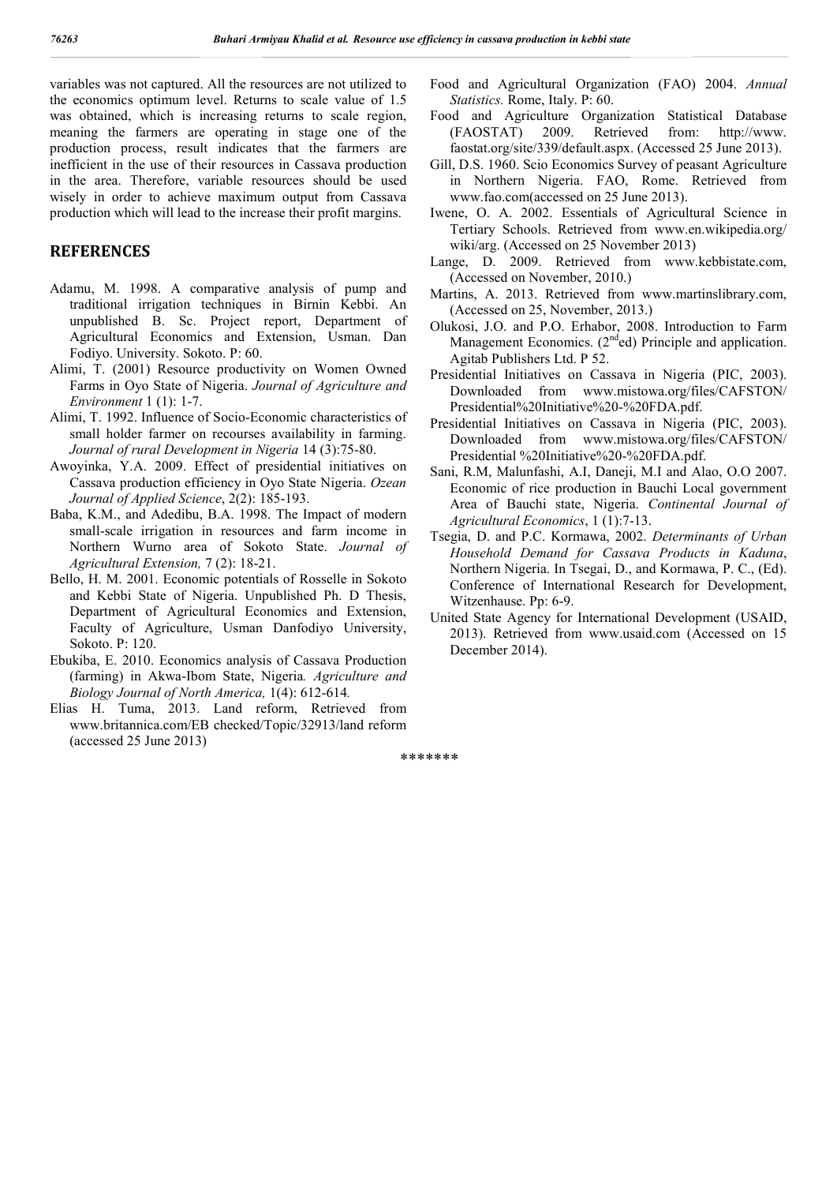variables was not captured. All the resources are not utilized to the economics optimum level. Returns to scale value of 1.5 was obtained, which is increasing returns to scale region, meaning the farmers are operating in stage one of the production process, result indicates that the farmers are inefficient in the use of their resources in Cassava production in the area. Therefore, variable resources should be used wisely in order to achieve maximum output from Cassava production which will lead to the increase their profit margins.

## REFERENCES

Adamu, M. 1998. A comparative analysis of pump and traditional irrigation techniques in Birnin Kebbi. An unpublished B. Sc. Project report, Department of Agricultural Economics and Extension, Usman. Dan Fodiyo. University. Sokoto. P: 60.

Alimi, T. (2001) Resource productivity on Women Owned Farms in Oyo State of Nigeria. *Journal of Agriculture and Environment* 1 (1): 1-7.

Alimi, T. 1992. Influence of Socio-Economic characteristics of small holder farmer on recourses availability in farming. *Journal of rural Development in Nigeria* 14 (3):75-80.

Awoyinka, Y.A. 2009. Effect of presidential initiatives on Cassava production efficiency in Oyo State Nigeria. *Ozean Journal of Applied Science*, 2(2): 185-193.

Baba, K.M., and Adedibu, B.A. 1998. The Impact of modern small-scale irrigation in resources and farm income in Northern Wurno area of Sokoto State. *Journal of Agricultural Extension,* 7 (2): 18-21.

Bello, H. M. 2001. Economic potentials of Rosselle in Sokoto and Kebbi State of Nigeria. Unpublished Ph. D Thesis, Department of Agricultural Economics and Extension, Faculty of Agriculture, Usman Danfodiyo University, Sokoto. P: 120.

Ebukiba, E. 2010. Economics analysis of Cassava Production (farming) in Akwa-Ibom State, Nigeria*. Agriculture and Biology Journal of North America,* 1(4): 612-614*.*

Elias H. Tuma, 2013. Land reform, Retrieved from www.britannica.com/EB checked/Topic/32913/land reform (accessed 25 June 2013)

Food and Agricultural Organization (FAO) 2004. *Annual Statistics.* Rome, Italy. P: 60.

Food and Agriculture Organization Statistical Database (FAOSTAT) 2009. Retrieved from: http://www.faostat.org/site/339/default.aspx. (Accessed 25 June 2013).

Gill, D.S. 1960. Scio Economics Survey of peasant Agriculture in Northern Nigeria. FAO, Rome. Retrieved from www.fao.com(accessed on 25 June 2013).

Iwene, O. A. 2002. Essentials of Agricultural Science in Tertiary Schools. Retrieved from www.en.wikipedia.org/wiki/arg. (Accessed on 25 November 2013)

Lange, D. 2009. Retrieved from www.kebbistate.com, (Accessed on November, 2010.)

Martins, A. 2013. Retrieved from www.martinslibrary.com, (Accessed on 25, November, 2013.)

Olukosi, J.O. and P.O. Erhabor, 2008. Introduction to Farm Management Economics. (2nd ed) Principle and application. Agitab Publishers Ltd. P 52.

Presidential Initiatives on Cassava in Nigeria (PIC, 2003). Downloaded from www.mistowa.org/files/CAFSTON/Presidential%20Initiative%20-%20FDA.pdf.

Presidential Initiatives on Cassava in Nigeria (PIC, 2003). Downloaded from www.mistowa.org/files/CAFSTON/Presidential %20Initiative%20-%20FDA.pdf.

Sani, R.M, Malunfashi, A.I, Daneji, M.I and Alao, O.O 2007. Economic of rice production in Bauchi Local government Area of Bauchi state, Nigeria. *Continental Journal of Agricultural Economics*, 1 (1):7-13.

Tsegia, D. and P.C. Kormawa, 2002. *Determinants of Urban Household Demand for Cassava Products in Kaduna*, Northern Nigeria. In Tsegai, D., and Kormawa, P. C., (Ed). Conference of International Research for Development, Witzenhause. Pp: 6-9.

United State Agency for International Development (USAID, 2013). Retrieved from www.usaid.com (Accessed on 15 December 2014).

*******